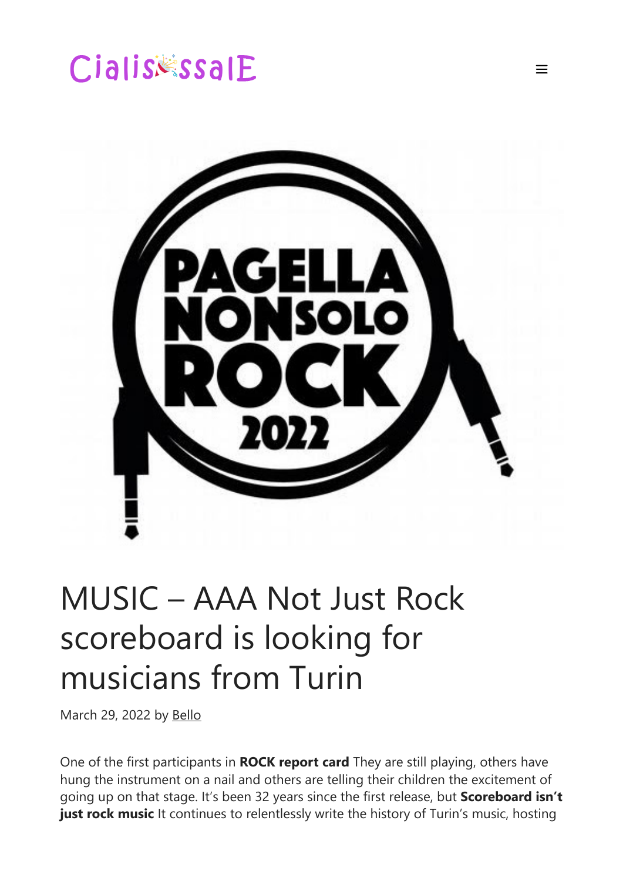# MUSIC – AAA Not Just Rock scoreboard is looking for musicians from Turin

March 29, 2022 by Bello

One of the first participants in **ROCK report card** They are still playing, others have hung the instrument on a nail and others are telling their children the excitement of going up on that stage. It's been 32 years since the first release, but **Scoreboard isn't just rock music** It continues to relentlessly write the history of Turin's music, hosting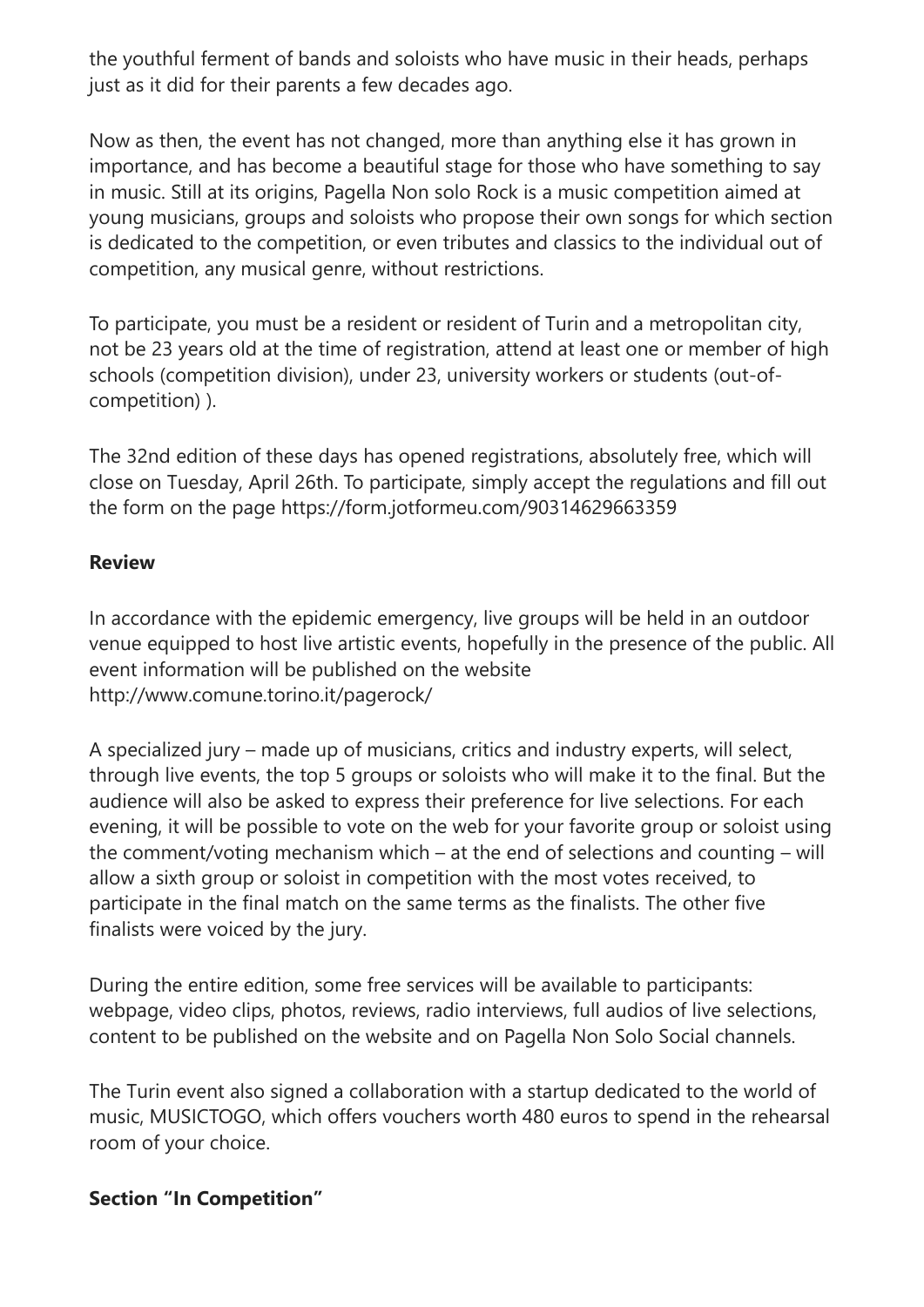the youthful ferment of bands and soloists who have music in their heads, perhaps just as it did for their parents a few decades ago.

Now as then, the event has not changed, more than anything else it has grown in importance, and has become a beautiful stage for those who have something to say in music. Still at its origins, Pagella Non solo Rock is a music competition aimed at young musicians, groups and soloists who propose their own songs for which section is dedicated to the competition, or even tributes and classics to the individual out of competition, any musical genre, without restrictions.

To participate, you must be a resident or resident of Turin and a metropolitan city, not be 23 years old at the time of registration, attend at least one or member of high schools (competition division), under 23, university workers or students (out-of-competition) ).

The 32nd edition of these days has opened registrations, absolutely free, which will close on Tuesday, April 26th. To participate, simply accept the regulations and fill out the form on the page https://form.jotformeu.com/90314629663359

**Review**

In accordance with the epidemic emergency, live groups will be held in an outdoor venue equipped to host live artistic events, hopefully in the presence of the public. All event information will be published on the website http://www.comune.torino.it/pagerock/

A specialized jury – made up of musicians, critics and industry experts, will select, through live events, the top 5 groups or soloists who will make it to the final. But the audience will also be asked to express their preference for live selections. For each evening, it will be possible to vote on the web for your favorite group or soloist using the comment/voting mechanism which – at the end of selections and counting – will allow a sixth group or soloist in competition with the most votes received, to participate in the final match on the same terms as the finalists. The other five finalists were voiced by the jury.

During the entire edition, some free services will be available to participants: webpage, video clips, photos, reviews, radio interviews, full audios of live selections, content to be published on the website and on Pagella Non Solo Social channels.

The Turin event also signed a collaboration with a startup dedicated to the world of music, MUSICTOGO, which offers vouchers worth 480 euros to spend in the rehearsal room of your choice.

**Section "In Competition"**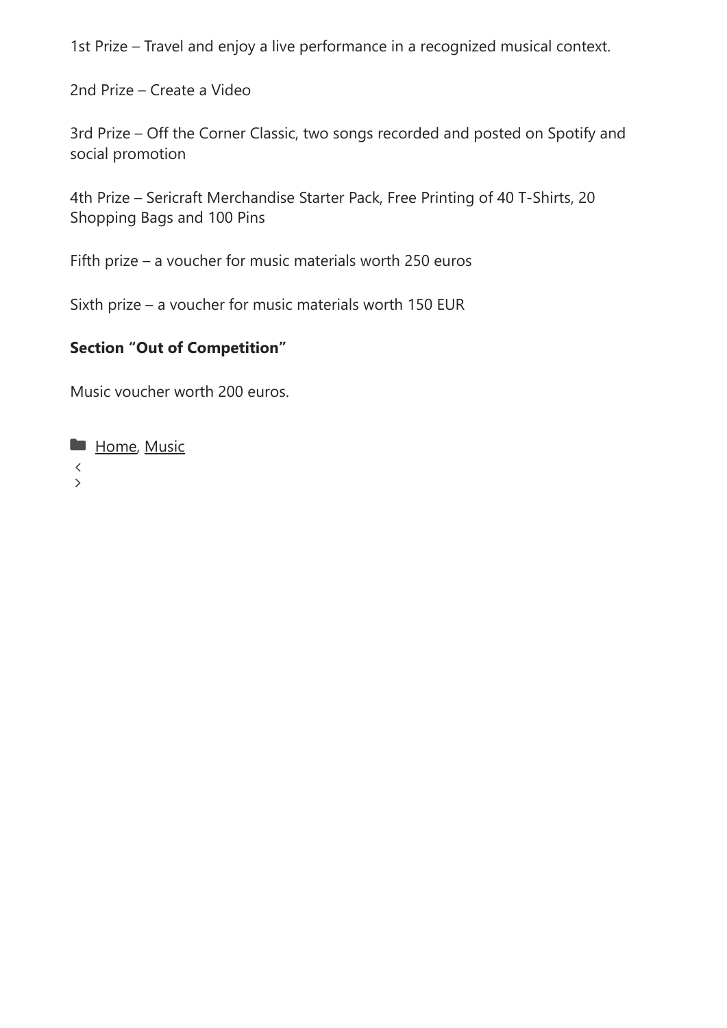1st Prize – Travel and enjoy a live performance in a recognized musical context.

2nd Prize – Create a Video

3rd Prize – Off the Corner Classic, two songs recorded and posted on Spotify and social promotion

4th Prize – Sericraft Merchandise Starter Pack, Free Printing of 40 T-Shirts, 20 Shopping Bags and 100 Pins

Fifth prize – a voucher for music materials worth 250 euros

Sixth prize – a voucher for music materials worth 150 EUR

**Section "Out of Competition"**

Music voucher worth 200 euros.

Home, Music